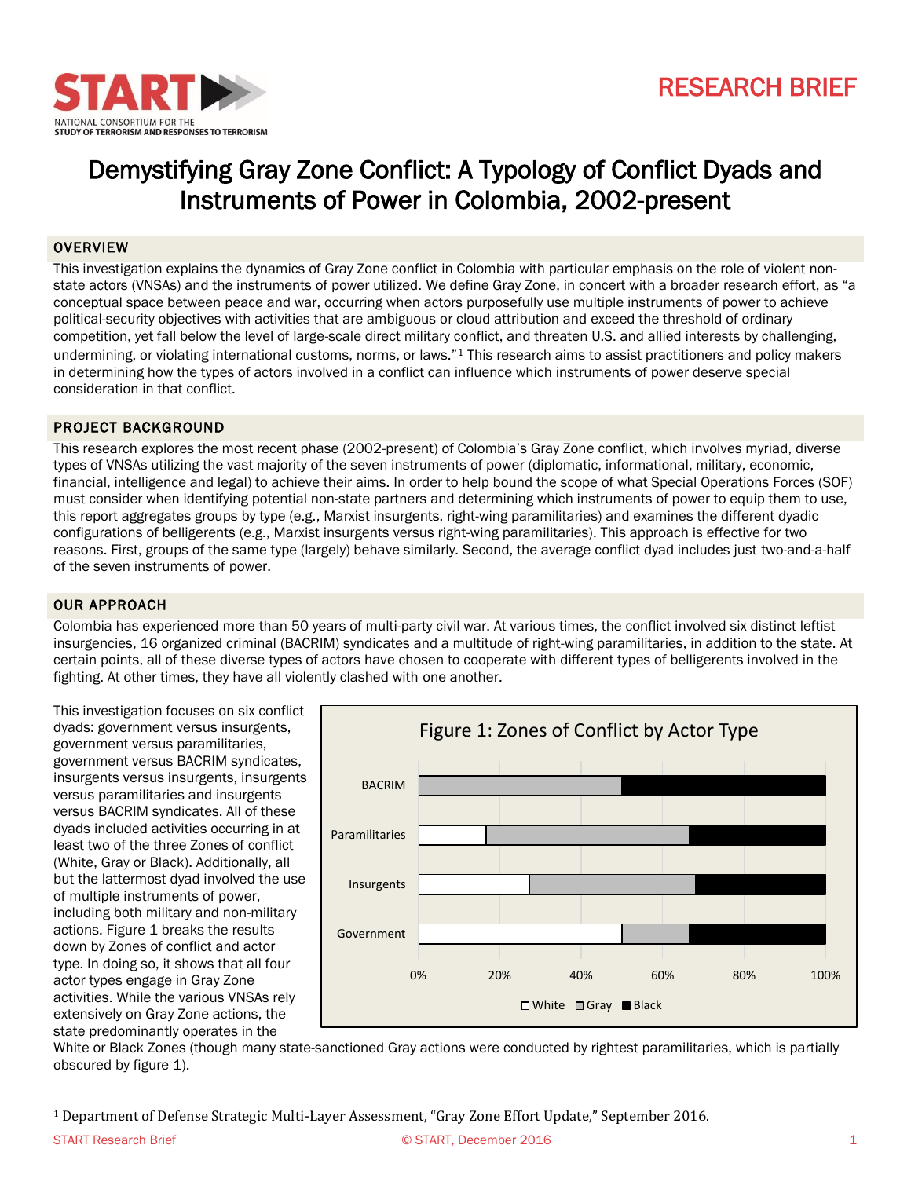START
NATIONAL CONSORTIUM FOR THE STUDY OF TERRORISM AND RESPONSES TO TERRORISM

RESEARCH BRIEF

# Demystifying Gray Zone Conflict: A Typology of Conflict Dyads and Instruments of Power in Colombia, 2002-present

## OVERVIEW

This investigation explains the dynamics of Gray Zone conflict in Colombia with particular emphasis on the role of violent non-state actors (VNSAs) and the instruments of power utilized. We define Gray Zone, in concert with a broader research effort, as "a conceptual space between peace and war, occurring when actors purposefully use multiple instruments of power to achieve political-security objectives with activities that are ambiguous or cloud attribution and exceed the threshold of ordinary competition, yet fall below the level of large-scale direct military conflict, and threaten U.S. and allied interests by challenging, undermining, or violating international customs, norms, or laws."[1] This research aims to assist practitioners and policy makers in determining how the types of actors involved in a conflict can influence which instruments of power deserve special consideration in that conflict.

## PROJECT BACKGROUND

This research explores the most recent phase (2002-present) of Colombia's Gray Zone conflict, which involves myriad, diverse types of VNSAs utilizing the vast majority of the seven instruments of power (diplomatic, informational, military, economic, financial, intelligence and legal) to achieve their aims. In order to help bound the scope of what Special Operations Forces (SOF) must consider when identifying potential non-state partners and determining which instruments of power to equip them to use, this report aggregates groups by type (e.g., Marxist insurgents, right-wing paramilitaries) and examines the different dyadic configurations of belligerents (e.g., Marxist insurgents versus right-wing paramilitaries). This approach is effective for two reasons. First, groups of the same type (largely) behave similarly. Second, the average conflict dyad includes just two-and-a-half of the seven instruments of power.

## OUR APPROACH

Colombia has experienced more than 50 years of multi-party civil war. At various times, the conflict involved six distinct leftist insurgencies, 16 organized criminal (BACRIM) syndicates and a multitude of right-wing paramilitaries, in addition to the state. At certain points, all of these diverse types of actors have chosen to cooperate with different types of belligerents involved in the fighting. At other times, they have all violently clashed with one another.

This investigation focuses on six conflict dyads: government versus insurgents, government versus paramilitaries, government versus BACRIM syndicates, insurgents versus insurgents, insurgents versus paramilitaries and insurgents versus BACRIM syndicates. All of these dyads included activities occurring in at least two of the three Zones of conflict (White, Gray or Black). Additionally, all but the lattermost dyad involved the use of multiple instruments of power, including both military and non-military actions. Figure 1 breaks the results down by Zones of conflict and actor type. In doing so, it shows that all four actor types engage in Gray Zone activities. While the various VNSAs rely extensively on Gray Zone actions, the state predominantly operates in the White or Black Zones (though many state-sanctioned Gray actions were conducted by rightest paramilitaries, which is partially obscured by figure 1).

Figure 1: Zones of Conflict by Actor Type

BACRIM
Paramilitaries
Insurgents
Government

0% 20% 40% 60% 80% 100%

White Gray Black

[1] Department of Defense Strategic Multi-Layer Assessment, "Gray Zone Effort Update," September 2016.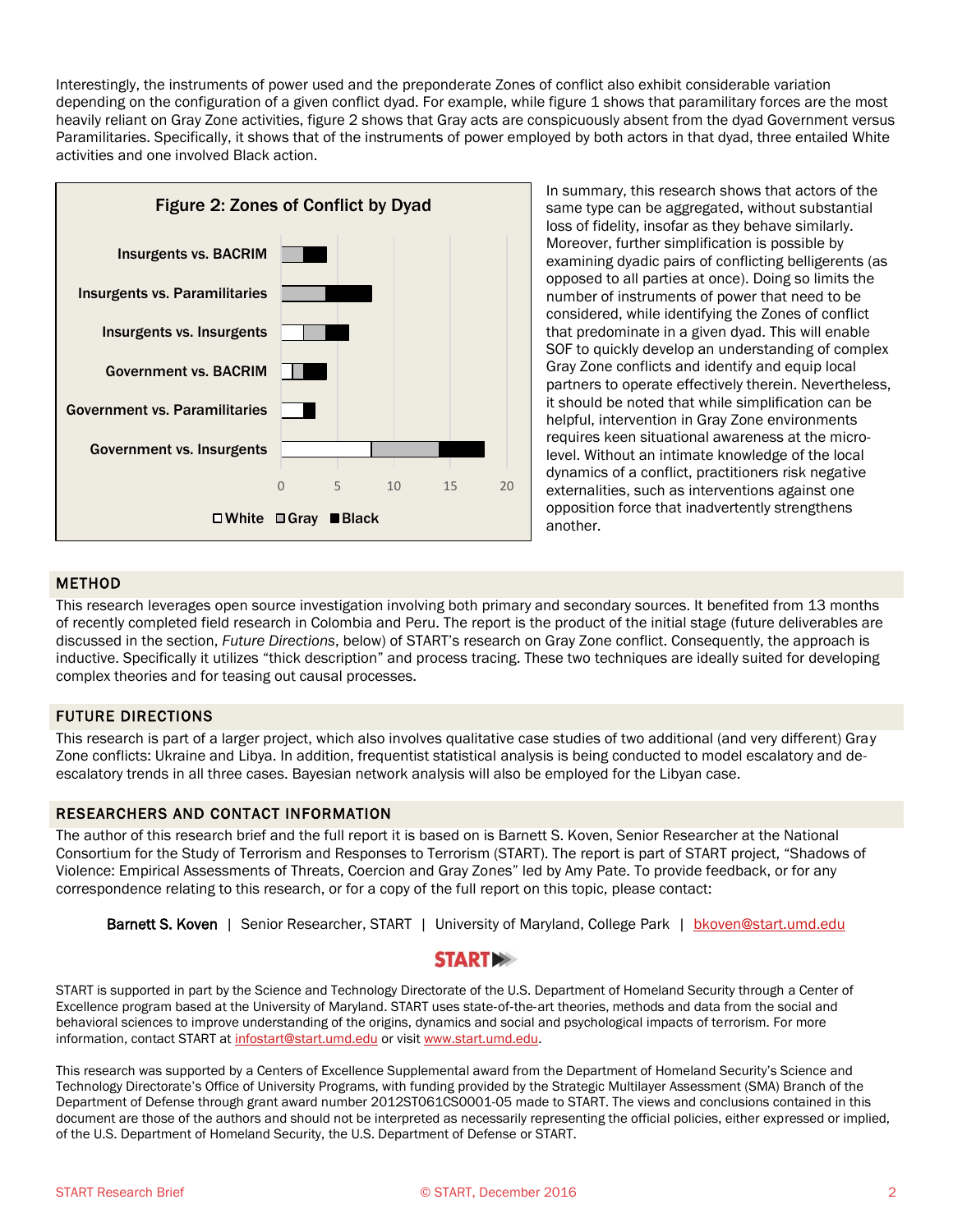Interestingly, the instruments of power used and the preponderate Zones of conflict also exhibit considerable variation depending on the configuration of a given conflict dyad. For example, while figure 1 shows that paramilitary forces are the most heavily reliant on Gray Zone activities, figure 2 shows that Gray acts are conspicuously absent from the dyad Government versus Paramilitaries. Specifically, it shows that of the instruments of power employed by both actors in that dyad, three entailed White activities and one involved Black action.

**Figure 2: Zones of Conflict by Dyad**

Insurgents vs. BACRIM
Insurgents vs. Paramilitaries
Insurgents vs. Insurgents
Government vs. BACRIM
Government vs. Paramilitaries
Government vs. Insurgents

0 5 10 15 20

White Gray Black

In summary, this research shows that actors of the same type can be aggregated, without substantial loss of fidelity, insofar as they behave similarly. Moreover, further simplification is possible by examining dyadic pairs of conflicting belligerents (as opposed to all parties at once). Doing so limits the number of instruments of power that need to be considered, while identifying the Zones of conflict that predominate in a given dyad. This will enable SOF to quickly develop an understanding of complex Gray Zone conflicts and identify and equip local partners to operate effectively therein. Nevertheless, it should be noted that while simplification can be helpful, intervention in Gray Zone environments requires keen situational awareness at the micro-level. Without an intimate knowledge of the local dynamics of a conflict, practitioners risk negative externalities, such as interventions against one opposition force that inadvertently strengthens another.

## METHOD

This research leverages open source investigation involving both primary and secondary sources. It benefited from 13 months of recently completed field research in Colombia and Peru. The report is the product of the initial stage (future deliverables are discussed in the section, *Future Directions*, below) of START's research on Gray Zone conflict. Consequently, the approach is inductive. Specifically it utilizes "thick description" and process tracing. These two techniques are ideally suited for developing complex theories and for teasing out causal processes.

## FUTURE DIRECTIONS

This research is part of a larger project, which also involves qualitative case studies of two additional (and very different) Gray Zone conflicts: Ukraine and Libya. In addition, frequentist statistical analysis is being conducted to model escalatory and de-escalatory trends in all three cases. Bayesian network analysis will also be employed for the Libyan case.

## RESEARCHERS AND CONTACT INFORMATION

The author of this research brief and the full report it is based on is Barnett S. Koven, Senior Researcher at the National Consortium for the Study of Terrorism and Responses to Terrorism (START). The report is part of START project, "Shadows of Violence: Empirical Assessments of Threats, Coercion and Gray Zones" led by Amy Pate. To provide feedback, or for any correspondence relating to this research, or for a copy of the full report on this topic, please contact:

**Barnett S. Koven** | Senior Researcher, START | University of Maryland, College Park | bkoven@start.umd.edu

START

START is supported in part by the Science and Technology Directorate of the U.S. Department of Homeland Security through a Center of Excellence program based at the University of Maryland. START uses state-of-the-art theories, methods and data from the social and behavioral sciences to improve understanding of the origins, dynamics and social and psychological impacts of terrorism. For more information, contact START at infostart@start.umd.edu or visit www.start.umd.edu.

This research was supported by a Centers of Excellence Supplemental award from the Department of Homeland Security's Science and Technology Directorate's Office of University Programs, with funding provided by the Strategic Multilayer Assessment (SMA) Branch of the Department of Defense through grant award number 2012ST061CS0001-05 made to START. The views and conclusions contained in this document are those of the authors and should not be interpreted as necessarily representing the official policies, either expressed or implied, of the U.S. Department of Homeland Security, the U.S. Department of Defense or START.